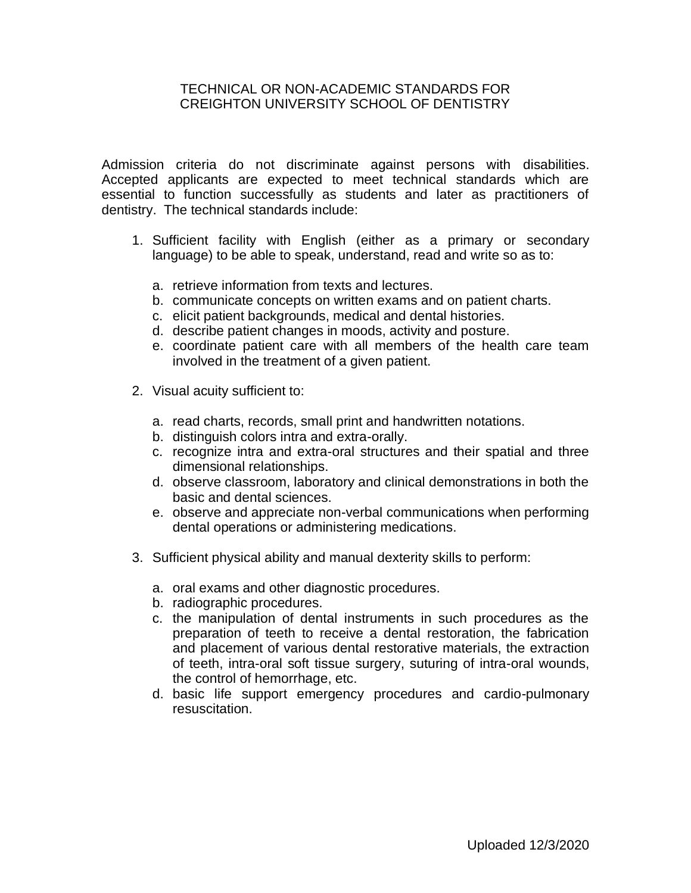# TECHNICAL OR NON-ACADEMIC STANDARDS FOR CREIGHTON UNIVERSITY SCHOOL OF DENTISTRY

Admission criteria do not discriminate against persons with disabilities. Accepted applicants are expected to meet technical standards which are essential to function successfully as students and later as practitioners of dentistry. The technical standards include:

1. Sufficient facility with English (either as a primary or secondary language) to be able to speak, understand, read and write so as to:

   a. retrieve information from texts and lectures.
   b. communicate concepts on written exams and on patient charts.
   c. elicit patient backgrounds, medical and dental histories.
   d. describe patient changes in moods, activity and posture.
   e. coordinate patient care with all members of the health care team involved in the treatment of a given patient.

2. Visual acuity sufficient to:

   a. read charts, records, small print and handwritten notations.
   b. distinguish colors intra and extra-orally.
   c. recognize intra and extra-oral structures and their spatial and three dimensional relationships.
   d. observe classroom, laboratory and clinical demonstrations in both the basic and dental sciences.
   e. observe and appreciate non-verbal communications when performing dental operations or administering medications.

3. Sufficient physical ability and manual dexterity skills to perform:

   a. oral exams and other diagnostic procedures.
   b. radiographic procedures.
   c. the manipulation of dental instruments in such procedures as the preparation of teeth to receive a dental restoration, the fabrication and placement of various dental restorative materials, the extraction of teeth, intra-oral soft tissue surgery, suturing of intra-oral wounds, the control of hemorrhage, etc.
   d. basic life support emergency procedures and cardio-pulmonary resuscitation.

Uploaded 12/3/2020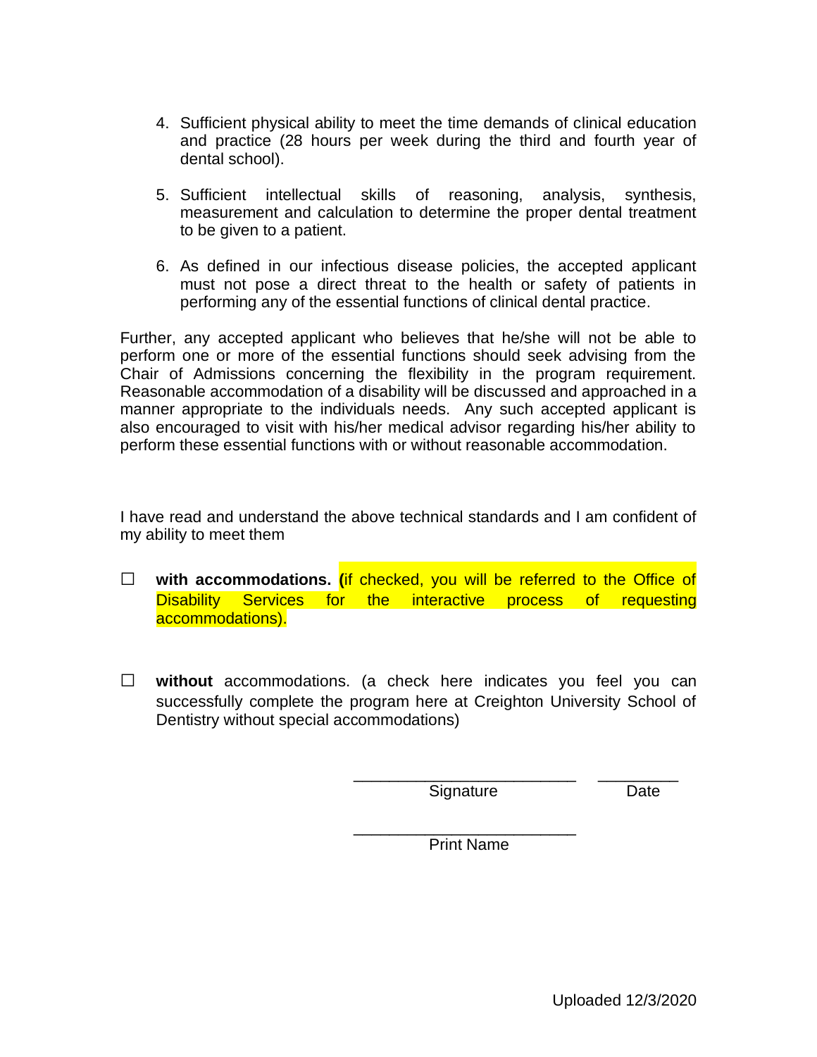4. Sufficient physical ability to meet the time demands of clinical education and practice (28 hours per week during the third and fourth year of dental school).

5. Sufficient intellectual skills of reasoning, analysis, synthesis, measurement and calculation to determine the proper dental treatment to be given to a patient.

6. As defined in our infectious disease policies, the accepted applicant must not pose a direct threat to the health or safety of patients in performing any of the essential functions of clinical dental practice.

Further, any accepted applicant who believes that he/she will not be able to perform one or more of the essential functions should seek advising from the Chair of Admissions concerning the flexibility in the program requirement. Reasonable accommodation of a disability will be discussed and approached in a manner appropriate to the individuals needs. Any such accepted applicant is also encouraged to visit with his/her medical advisor regarding his/her ability to perform these essential functions with or without reasonable accommodation.

I have read and understand the above technical standards and I am confident of my ability to meet them

☐ **with accommodations. (**if checked, you will be referred to the Office of Disability Services for the interactive process of requesting accommodations).

☐ **without** accommodations. (a check here indicates you feel you can successfully complete the program here at Creighton University School of Dentistry without special accommodations)

\_\_\_\_\_\_\_\_\_\_\_\_\_\_\_\_\_\_\_\_\_\_\_\_\_\_ \_\_\_\_\_\_\_\_\_\_
Signature Date

\_\_\_\_\_\_\_\_\_\_\_\_\_\_\_\_\_\_\_\_\_\_\_\_\_\_
Print Name

Uploaded 12/3/2020